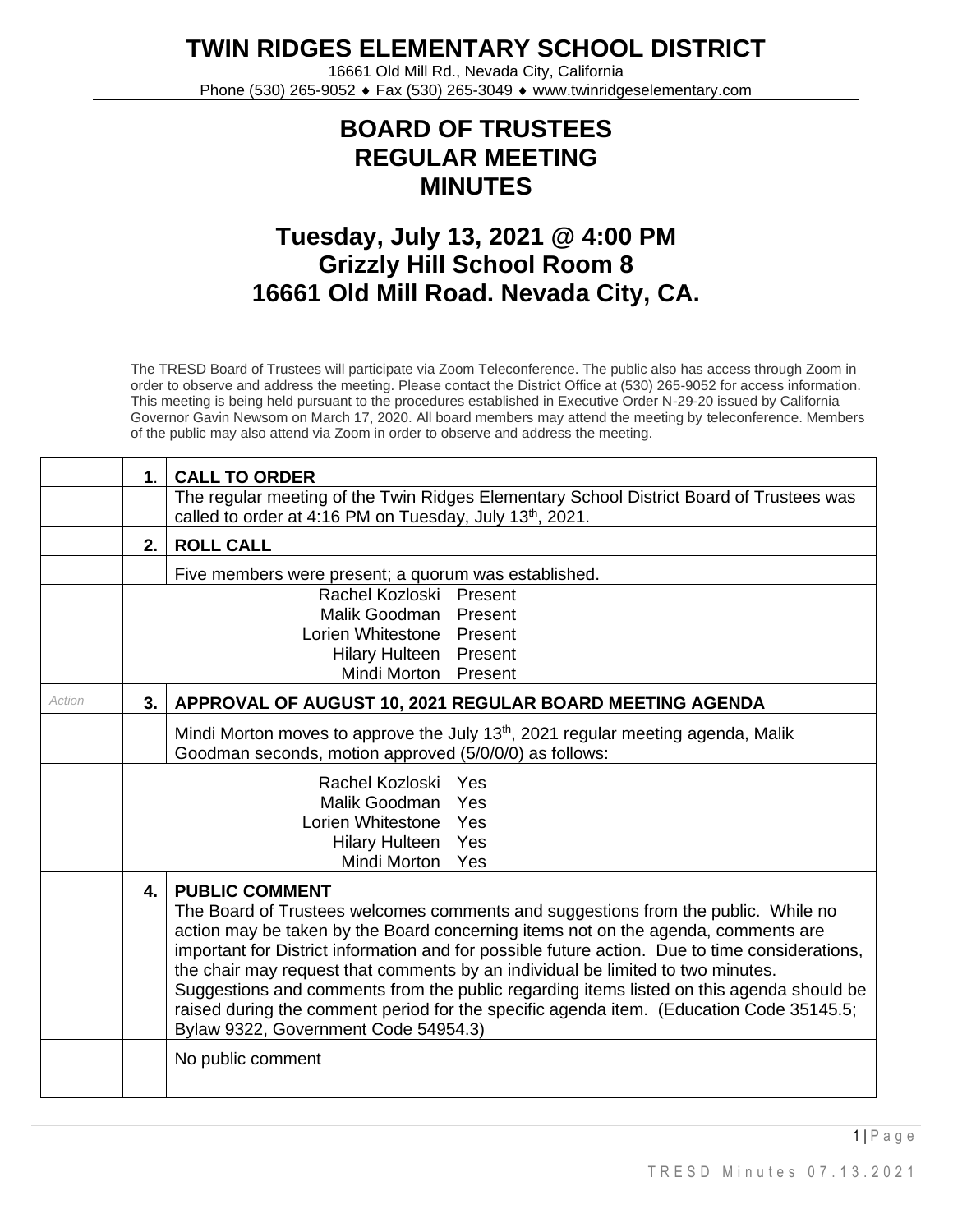# TWIN RIDGES ELEMENTARY SCHOOL DISTRICT

16661 Old Mill Rd., Nevada City, California
Phone (530) 265-9052 ♦ Fax (530) 265-3049 ♦ www.twinridgeselementary.com

## BOARD OF TRUSTEES
## REGULAR MEETING
## MINUTES

## Tuesday, July 13, 2021 @ 4:00 PM
## Grizzly Hill School Room 8
## 16661 Old Mill Road. Nevada City, CA.

The TRESD Board of Trustees will participate via Zoom Teleconference. The public also has access through Zoom in order to observe and address the meeting. Please contact the District Office at (530) 265-9052 for access information. This meeting is being held pursuant to the procedures established in Executive Order N-29-20 issued by California Governor Gavin Newsom on March 17, 2020. All board members may attend the meeting by teleconference. Members of the public may also attend via Zoom in order to observe and address the meeting.

| | | | |
|---|---|---|---|
| | **1.** | **CALL TO ORDER** | |
| | | The regular meeting of the Twin Ridges Elementary School District Board of Trustees was called to order at 4:16 PM on Tuesday, July 13th, 2021. | |
| | **2.** | **ROLL CALL** | |
| | | Five members were present; a quorum was established. | |
| | | Rachel Kozloski | Present |
| | | Malik Goodman | Present |
| | | Lorien Whitestone | Present |
| | | Hilary Hulteen | Present |
| | | Mindi Morton | Present |
| *Action* | **3.** | **APPROVAL OF AUGUST 10, 2021 REGULAR BOARD MEETING AGENDA** | |
| | | Mindi Morton moves to approve the July 13th, 2021 regular meeting agenda, Malik Goodman seconds, motion approved (5/0/0/0) as follows: | |
| | | Rachel Kozloski | Yes |
| | | Malik Goodman | Yes |
| | | Lorien Whitestone | Yes |
| | | Hilary Hulteen | Yes |
| | | Mindi Morton | Yes |
| | **4.** | **PUBLIC COMMENT** The Board of Trustees welcomes comments and suggestions from the public. While no action may be taken by the Board concerning items not on the agenda, comments are important for District information and for possible future action. Due to time considerations, the chair may request that comments by an individual be limited to two minutes. Suggestions and comments from the public regarding items listed on this agenda should be raised during the comment period for the specific agenda item. (Education Code 35145.5; Bylaw 9322, Government Code 54954.3) | |
| | | No public comment | |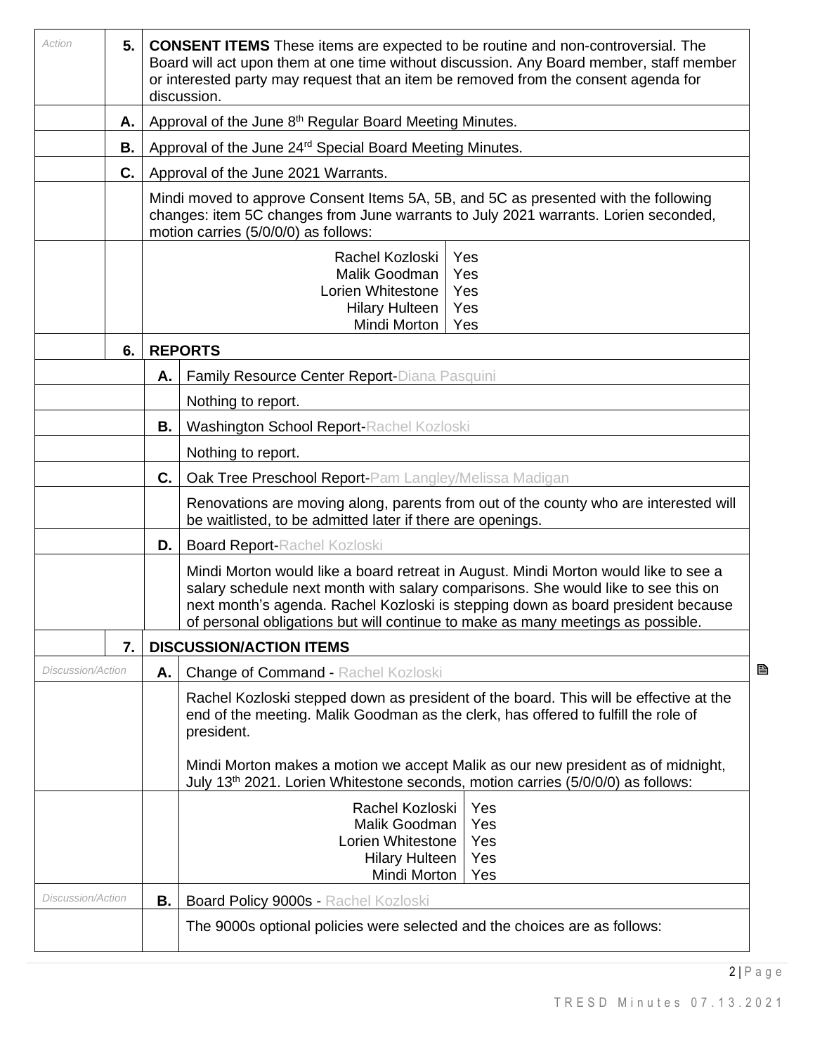| Action | 5. | **CONSENT ITEMS** These items are expected to be routine and non-controversial. The Board will act upon them at one time without discussion. Any Board member, staff member or interested party may request that an item be removed from the consent agenda for discussion. |
|---|---|---|
| | **A.** | Approval of the June 8th Regular Board Meeting Minutes. |
| | **B.** | Approval of the June 24rd Special Board Meeting Minutes. |
| | **C.** | Approval of the June 2021 Warrants. |
| | | Mindi moved to approve Consent Items 5A, 5B, and 5C as presented with the following changes: item 5C changes from June warrants to July 2021 warrants. Lorien seconded, motion carries (5/0/0/0) as follows: |
| | | Rachel Kozloski – Yes<br>Malik Goodman – Yes<br>Lorien Whitestone – Yes<br>Hilary Hulteen – Yes<br>Mindi Morton – Yes |

| | 6. | | **REPORTS** |
|---|---|---|---|
| | | **A.** | Family Resource Center Report-Diana Pasquini |
| | | | Nothing to report. |
| | | **B.** | Washington School Report-Rachel Kozloski |
| | | | Nothing to report. |
| | | **C.** | Oak Tree Preschool Report-Pam Langley/Melissa Madigan |
| | | | Renovations are moving along, parents from out of the county who are interested will be waitlisted, to be admitted later if there are openings. |
| | | **D.** | Board Report-Rachel Kozloski |
| | | | Mindi Morton would like a board retreat in August. Mindi Morton would like to see a salary schedule next month with salary comparisons. She would like to see this on next month's agenda. Rachel Kozloski is stepping down as board president because of personal obligations but will continue to make as many meetings as possible. |

| | 7. | | **DISCUSSION/ACTION ITEMS** |
|---|---|---|---|
| Discussion/Action | | **A.** | Change of Command - Rachel Kozloski |
| | | | Rachel Kozloski stepped down as president of the board. This will be effective at the end of the meeting. Malik Goodman as the clerk, has offered to fulfill the role of president.<br><br>Mindi Morton makes a motion we accept Malik as our new president as of midnight, July 13th 2021. Lorien Whitestone seconds, motion carries (5/0/0/0) as follows: |
| | | | Rachel Kozloski – Yes<br>Malik Goodman – Yes<br>Lorien Whitestone – Yes<br>Hilary Hulteen – Yes<br>Mindi Morton – Yes |
| Discussion/Action | | **B.** | Board Policy 9000s - Rachel Kozloski |
| | | | The 9000s optional policies were selected and the choices are as follows: |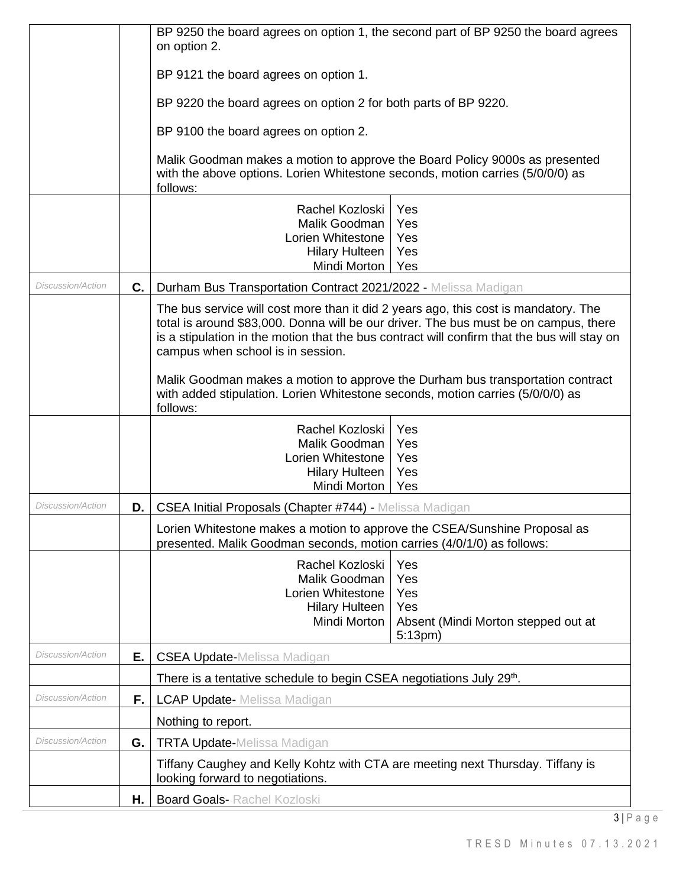| | | | |
|---|---|---|---|
| | | BP 9250 the board agrees on option 1, the second part of BP 9250 the board agrees on option 2.<br><br>BP 9121 the board agrees on option 1.<br><br>BP 9220 the board agrees on option 2 for both parts of BP 9220.<br><br>BP 9100 the board agrees on option 2.<br><br>Malik Goodman makes a motion to approve the Board Policy 9000s as presented with the above options. Lorien Whitestone seconds, motion carries (5/0/0/0) as follows: | |
| | | Rachel Kozloski<br>Malik Goodman<br>Lorien Whitestone<br>Hilary Hulteen<br>Mindi Morton | Yes<br>Yes<br>Yes<br>Yes<br>Yes |
| *Discussion/Action* | **C.** | Durham Bus Transportation Contract 2021/2022 - Melissa Madigan | |
| | | The bus service will cost more than it did 2 years ago, this cost is mandatory. The total is around $83,000. Donna will be our driver. The bus must be on campus, there is a stipulation in the motion that the bus contract will confirm that the bus will stay on campus when school is in session.<br><br>Malik Goodman makes a motion to approve the Durham bus transportation contract with added stipulation. Lorien Whitestone seconds, motion carries (5/0/0/0) as follows: | |
| | | Rachel Kozloski<br>Malik Goodman<br>Lorien Whitestone<br>Hilary Hulteen<br>Mindi Morton | Yes<br>Yes<br>Yes<br>Yes<br>Yes |
| *Discussion/Action* | **D.** | CSEA Initial Proposals (Chapter #744) - Melissa Madigan | |
| | | Lorien Whitestone makes a motion to approve the CSEA/Sunshine Proposal as presented. Malik Goodman seconds, motion carries (4/0/1/0) as follows: | |
| | | Rachel Kozloski<br>Malik Goodman<br>Lorien Whitestone<br>Hilary Hulteen<br>Mindi Morton | Yes<br>Yes<br>Yes<br>Yes<br>Absent (Mindi Morton stepped out at 5:13pm) |
| *Discussion/Action* | **E.** | CSEA Update-Melissa Madigan | |
| | | There is a tentative schedule to begin CSEA negotiations July 29th. | |
| *Discussion/Action* | **F.** | LCAP Update- Melissa Madigan | |
| | | Nothing to report. | |
| *Discussion/Action* | **G.** | TRTA Update-Melissa Madigan | |
| | | Tiffany Caughey and Kelly Kohtz with CTA are meeting next Thursday. Tiffany is looking forward to negotiations. | |
| | **H.** | Board Goals- Rachel Kozloski | |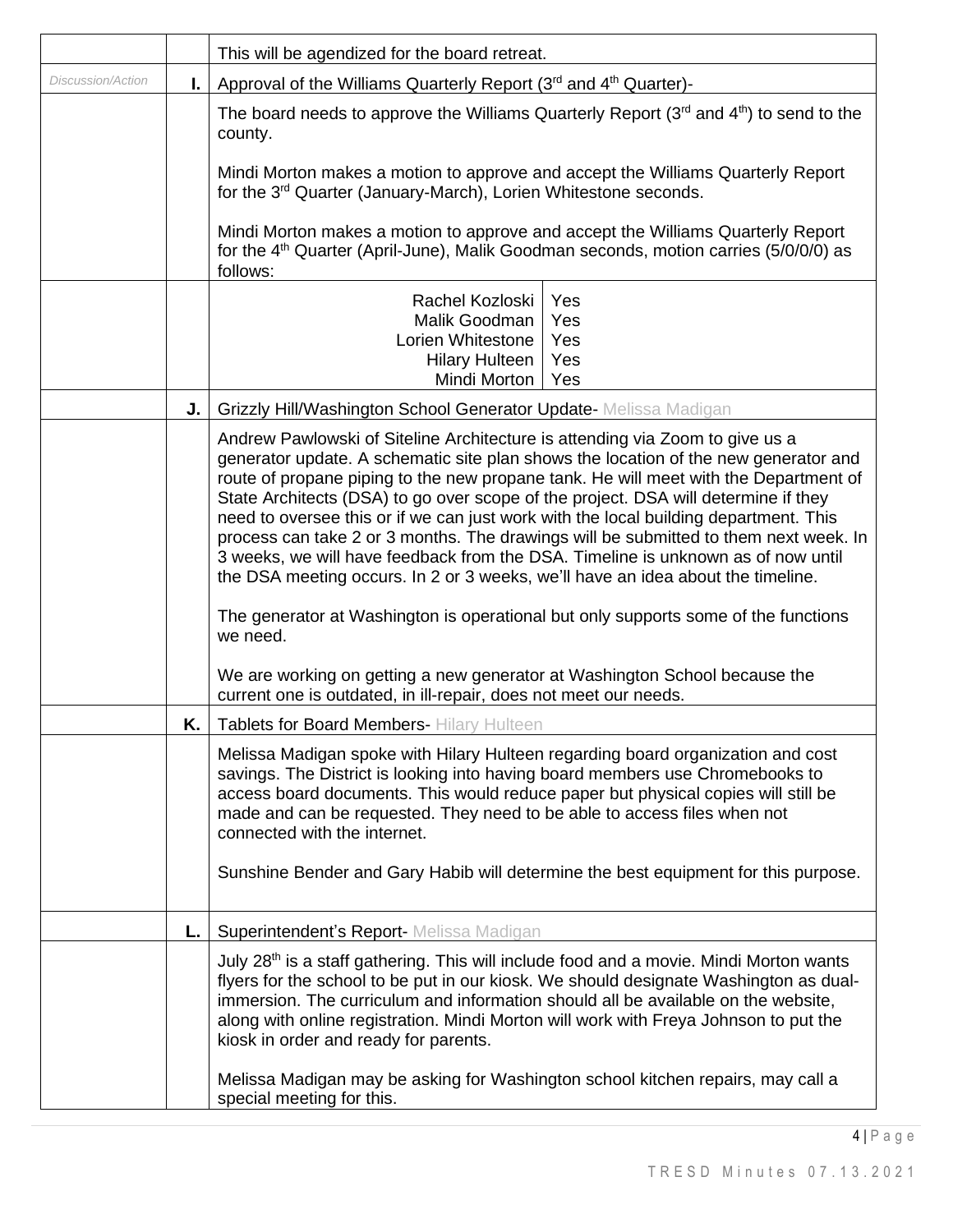| | | |
|---|---|---|
| | | This will be agendized for the board retreat. |
| *Discussion/Action* | **I.** | Approval of the Williams Quarterly Report (3rd and 4th Quarter)- |
| | | The board needs to approve the Williams Quarterly Report (3rd and 4th) to send to the county.<br><br>Mindi Morton makes a motion to approve and accept the Williams Quarterly Report for the 3rd Quarter (January-March), Lorien Whitestone seconds.<br><br>Mindi Morton makes a motion to approve and accept the Williams Quarterly Report for the 4th Quarter (April-June), Malik Goodman seconds, motion carries (5/0/0/0) as follows: |
| | | Rachel Kozloski – Yes<br>Malik Goodman – Yes<br>Lorien Whitestone – Yes<br>Hilary Hulteen – Yes<br>Mindi Morton – Yes |
| | **J.** | Grizzly Hill/Washington School Generator Update- Melissa Madigan |
| | | Andrew Pawlowski of Siteline Architecture is attending via Zoom to give us a generator update. A schematic site plan shows the location of the new generator and route of propane piping to the new propane tank. He will meet with the Department of State Architects (DSA) to go over scope of the project. DSA will determine if they need to oversee this or if we can just work with the local building department. This process can take 2 or 3 months. The drawings will be submitted to them next week. In 3 weeks, we will have feedback from the DSA. Timeline is unknown as of now until the DSA meeting occurs. In 2 or 3 weeks, we'll have an idea about the timeline.<br><br>The generator at Washington is operational but only supports some of the functions we need.<br><br>We are working on getting a new generator at Washington School because the current one is outdated, in ill-repair, does not meet our needs. |
| | **K.** | Tablets for Board Members- Hilary Hulteen |
| | | Melissa Madigan spoke with Hilary Hulteen regarding board organization and cost savings. The District is looking into having board members use Chromebooks to access board documents. This would reduce paper but physical copies will still be made and can be requested. They need to be able to access files when not connected with the internet.<br><br>Sunshine Bender and Gary Habib will determine the best equipment for this purpose. |
| | **L.** | Superintendent's Report- Melissa Madigan |
| | | July 28th is a staff gathering. This will include food and a movie. Mindi Morton wants flyers for the school to be put in our kiosk. We should designate Washington as dual-immersion. The curriculum and information should all be available on the website, along with online registration. Mindi Morton will work with Freya Johnson to put the kiosk in order and ready for parents.<br><br>Melissa Madigan may be asking for Washington school kitchen repairs, may call a special meeting for this. |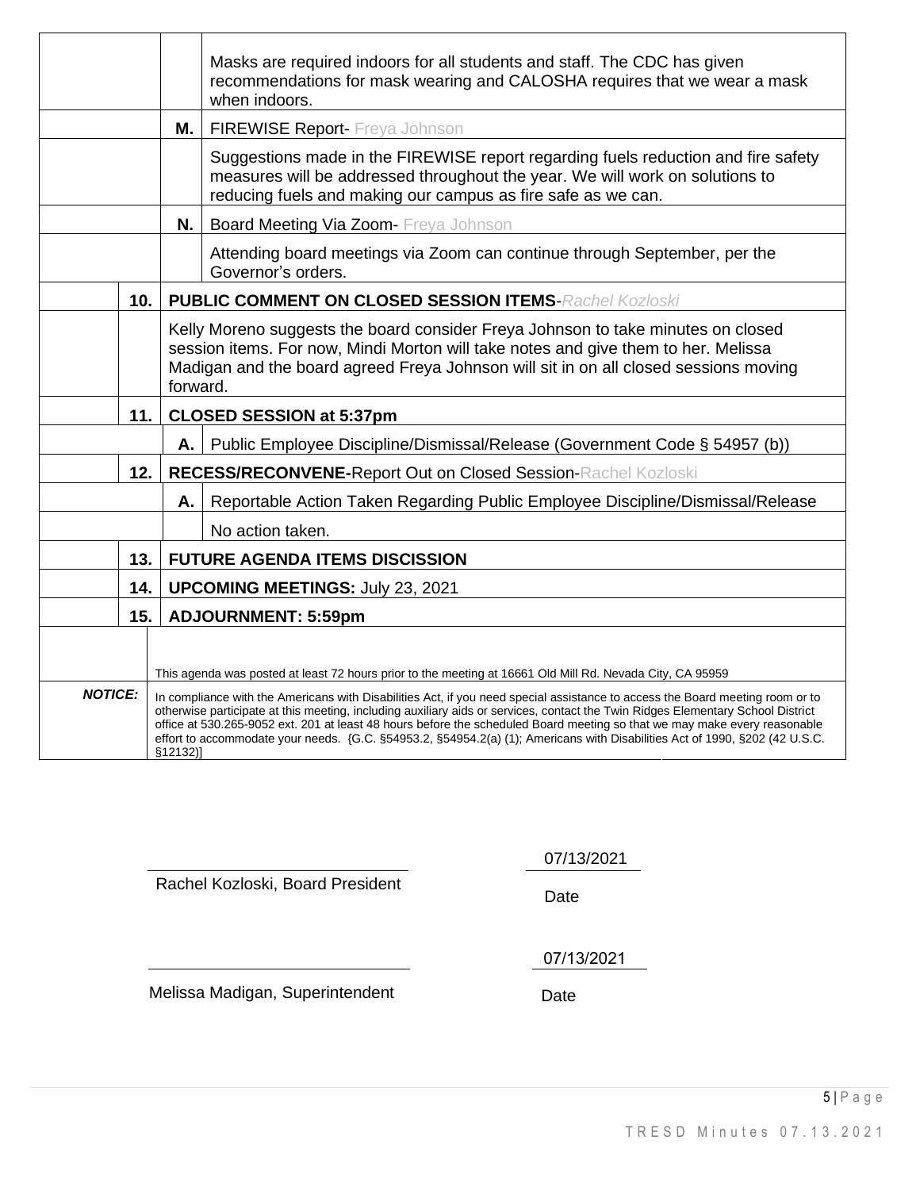| | | |
|---|---|---|
| | | Masks are required indoors for all students and staff. The CDC has given recommendations for mask wearing and CALOSHA requires that we wear a mask when indoors. |
| | **M.** | FIREWISE Report- Freya Johnson |
| | | Suggestions made in the FIREWISE report regarding fuels reduction and fire safety measures will be addressed throughout the year. We will work on solutions to reducing fuels and making our campus as fire safe as we can. |
| | **N.** | Board Meeting Via Zoom- Freya Johnson |
| | | Attending board meetings via Zoom can continue through September, per the Governor's orders. |
| **10.** | **PUBLIC COMMENT ON CLOSED SESSION ITEMS**-*Rachel Kozloski* | |
| | Kelly Moreno suggests the board consider Freya Johnson to take minutes on closed session items. For now, Mindi Morton will take notes and give them to her. Melissa Madigan and the board agreed Freya Johnson will sit in on all closed sessions moving forward. | |
| **11.** | **CLOSED SESSION at 5:37pm** | |
| | **A.** | Public Employee Discipline/Dismissal/Release (Government Code § 54957 (b)) |
| **12.** | **RECESS/RECONVENE-**Report Out on Closed Session-Rachel Kozloski | |
| | **A.** | Reportable Action Taken Regarding Public Employee Discipline/Dismissal/Release |
| | | No action taken. |
| **13.** | **FUTURE AGENDA ITEMS DISCISSION** | |
| **14.** | **UPCOMING MEETINGS:** July 23, 2021 | |
| **15.** | **ADJOURNMENT: 5:59pm** | |
| | This agenda was posted at least 72 hours prior to the meeting at 16661 Old Mill Rd. Nevada City, CA 95959 | |
| ***NOTICE:*** | In compliance with the Americans with Disabilities Act, if you need special assistance to access the Board meeting room or to otherwise participate at this meeting, including auxiliary aids or services, contact the Twin Ridges Elementary School District office at 530.265-9052 ext. 201 at least 48 hours before the scheduled Board meeting so that we may make every reasonable effort to accommodate your needs. {G.C. §54953.2, §54954.2(a) (1); Americans with Disabilities Act of 1990, §202 (42 U.S.C. §12132)] | |

______________________________ 07/13/2021

Rachel Kozloski, Board President Date

______________________________ 07/13/2021

Melissa Madigan, Superintendent Date